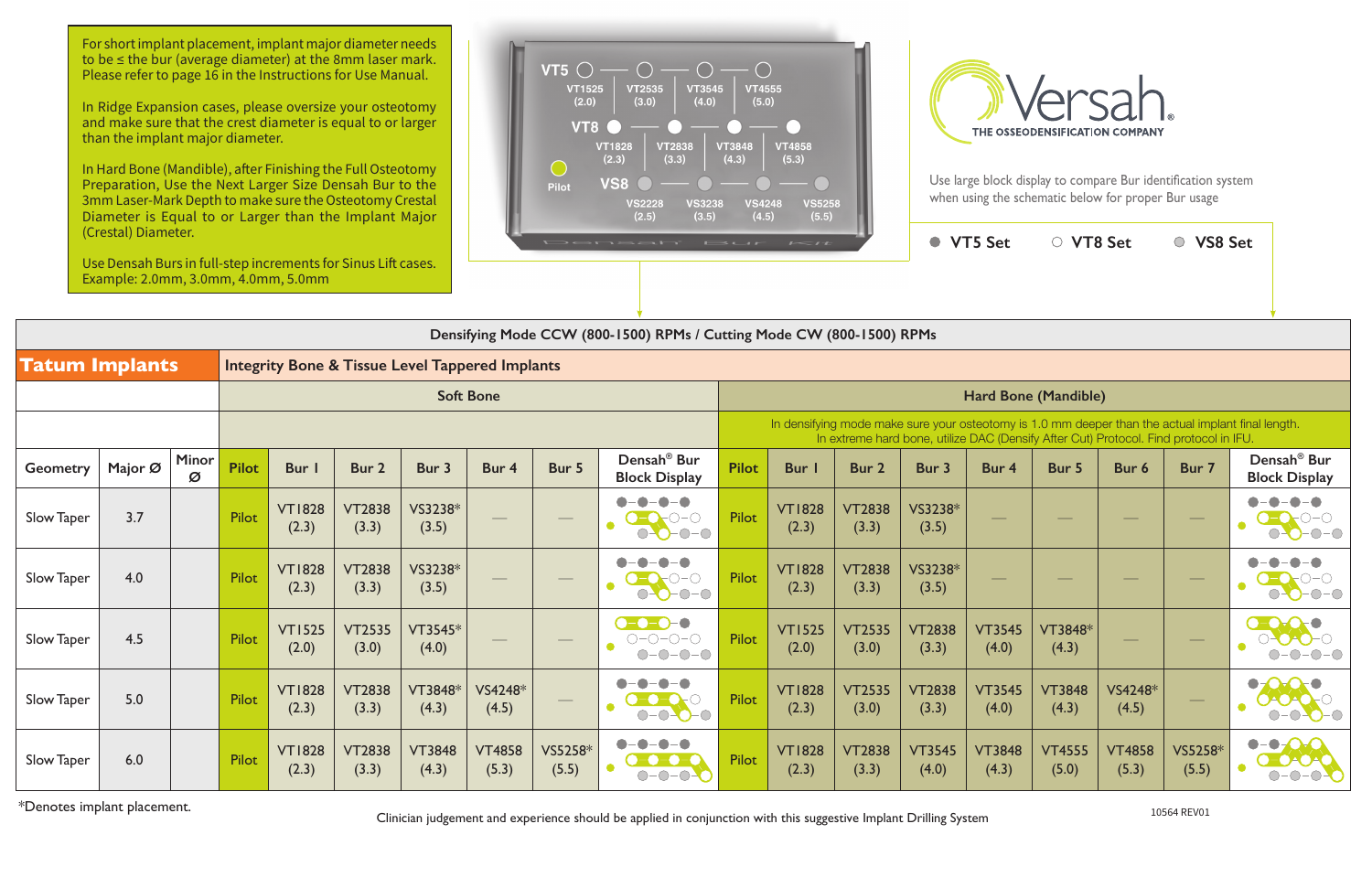For short implant placement, implant major diameter needs to be ≤ the bur (average diameter) at the 8mm laser mark. Please refer to page 16 in the Instructions for Use Manual.

In Ridge Expansion cases, please oversize your osteotomy and make sure that the crest diameter is equal to or larger than the implant major diameter.

In Hard Bone (Mandible), after Finishing the Full Osteotomy Preparation, Use the Next Larger Size Densah Bur to the 3mm Laser-Mark Depth to make sure the Osteotomy Crestal Diameter is Equal to or Larger than the Implant Major (Crestal) Diameter.

Use Densah Burs in full-step increments for Sinus Lift cases. Example: 2.0mm, 3.0mm, 4.0mm, 5.0mm

| | | | | |
|---|---|---|---|---|
| VT5 | VT1525 (2.0) | VT2535 (3.0) | VT3545 (4.0) | VT4555 (5.0) |
| VT8 | VT1828 (2.3) | VT2838 (3.3) | VT3848 (4.3) | VT4858 (5.3) |
| VS8 | VS2228 (2.5) | VS3238 (3.5) | VS4248 (4.5) | VS5258 (5.5) |

Pilot

Densah Bur Kit

**Versah** THE OSSEODENSIFICATION COMPANY

Use large block display to compare Bur identification system when using the schematic below for proper Bur usage

● VT5 Set ○ VT8 Set ● VS8 Set

Densifying Mode CCW (800-1500) RPMs / Cutting Mode CW (800-1500) RPMs

## Tatum Implants

Integrity Bone & Tissue Level Tappered Implants

| | | | Soft Bone | | | | | | | Hard Bone (Mandible) | | | | | | | | |
|---|---|---|---|---|---|---|---|---|---|---|---|---|---|---|---|---|---|---|
| | | | | | | | | | | In densifying mode make sure your osteotomy is 1.0 mm deeper than the actual implant final length. In extreme hard bone, utilize DAC (Densify After Cut) Protocol. Find protocol in IFU. | | | | | | | | |
| Geometry | Major Ø | Minor Ø | Pilot | Bur 1 | Bur 2 | Bur 3 | Bur 4 | Bur 5 | Densah® Bur Block Display | Pilot | Bur 1 | Bur 2 | Bur 3 | Bur 4 | Bur 5 | Bur 6 | Bur 7 | Densah® Bur Block Display |
| Slow Taper | 3.7 | | Pilot | VT1828 (2.3) | VT2838 (3.3) | VS3238* (3.5) | — | — | | Pilot | VT1828 (2.3) | VT2838 (3.3) | VS3238* (3.5) | — | — | — | — | |
| Slow Taper | 4.0 | | Pilot | VT1828 (2.3) | VT2838 (3.3) | VS3238* (3.5) | — | — | | Pilot | VT1828 (2.3) | VT2838 (3.3) | VS3238* (3.5) | — | — | — | — | |
| Slow Taper | 4.5 | | Pilot | VT1525 (2.0) | VT2535 (3.0) | VT3545* (4.0) | — | — | | Pilot | VT1525 (2.0) | VT2535 (3.0) | VT2838 (3.3) | VT3545 (4.0) | VT3848* (4.3) | — | — | |
| Slow Taper | 5.0 | | Pilot | VT1828 (2.3) | VT2838 (3.3) | VT3848* (4.3) | VS4248* (4.5) | — | | Pilot | VT1828 (2.3) | VT2535 (3.0) | VT2838 (3.3) | VT3545 (4.0) | VT3848 (4.3) | VS4248* (4.5) | — | |
| Slow Taper | 6.0 | | Pilot | VT1828 (2.3) | VT2838 (3.3) | VT3848 (4.3) | VT4858 (5.3) | VS5258* (5.5) | | Pilot | VT1828 (2.3) | VT2838 (3.3) | VT3545 (4.0) | VT3848 (4.3) | VT4555 (5.0) | VT4858 (5.3) | VS5258* (5.5) | |

*Denotes implant placement.

Clinician judgement and experience should be applied in conjunction with this suggestive Implant Drilling System

10564 REV01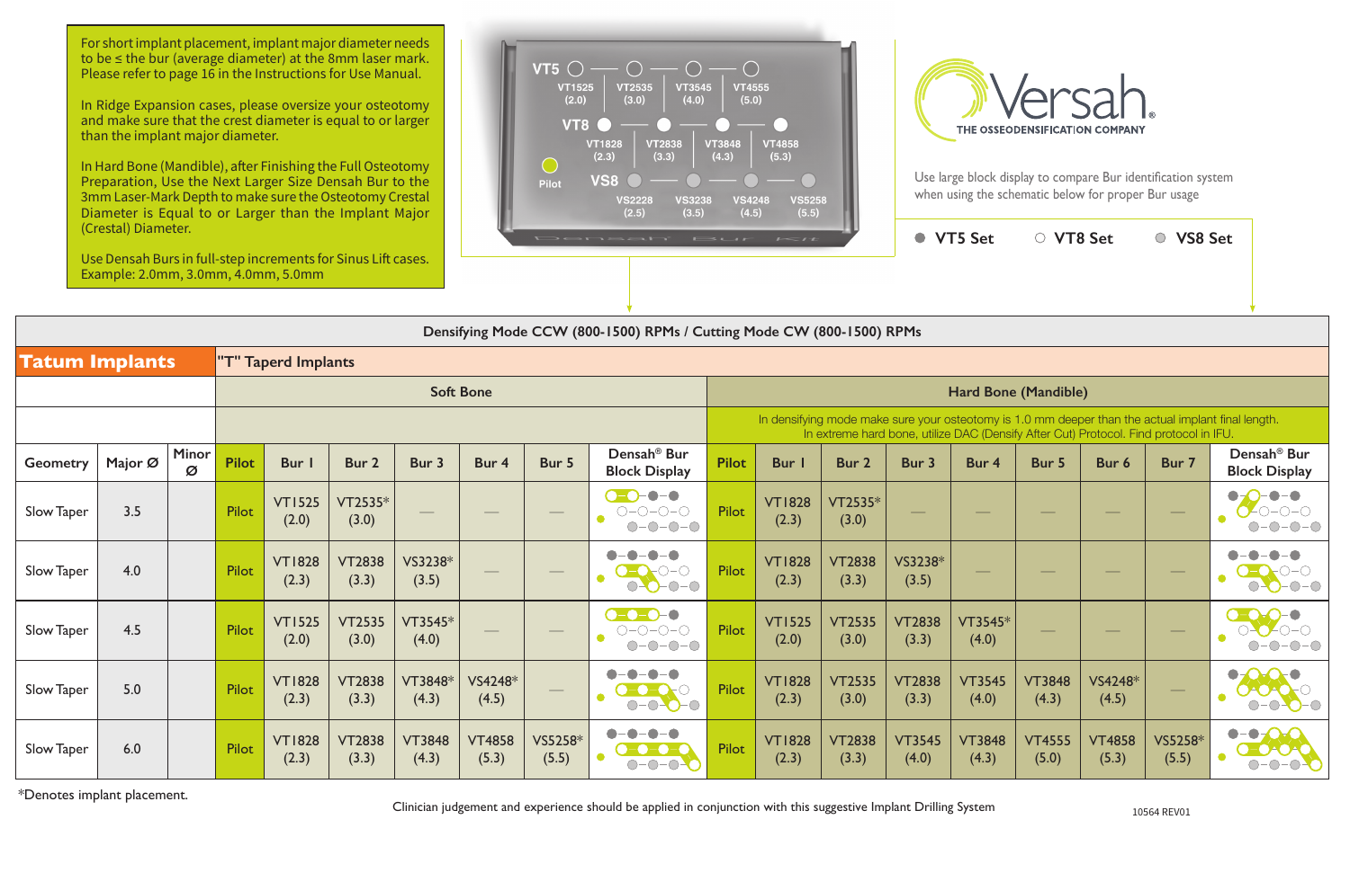For short implant placement, implant major diameter needs to be ≤ the bur (average diameter) at the 8mm laser mark. Please refer to page 16 in the Instructions for Use Manual.

In Ridge Expansion cases, please oversize your osteotomy and make sure that the crest diameter is equal to or larger than the implant major diameter.

In Hard Bone (Mandible), after Finishing the Full Osteotomy Preparation, Use the Next Larger Size Densah Bur to the 3mm Laser-Mark Depth to make sure the Osteotomy Crestal Diameter is Equal to or Larger than the Implant Major (Crestal) Diameter.

Use Densah Burs in full-step increments for Sinus Lift cases. Example: 2.0mm, 3.0mm, 4.0mm, 5.0mm

**VT5**: VT1525 (2.0) — VT2535 (3.0) — VT3545 (4.0) — VT4555 (5.0)
**VT8**: VT1828 (2.3) — VT2838 (3.3) — VT3848 (4.3) — VT4858 (5.3)
**Pilot**
**VS8**: VS2228 (2.5) — VS3238 (3.5) — VS4248 (4.5) — VS5258 (5.5)

Densah Bur Kit

**Versah** THE OSSEODENSIFICATION COMPANY

Use large block display to compare Bur identification system when using the schematic below for proper Bur usage

● VT5 Set ○ VT8 Set ● VS8 Set

**Densifying Mode CCW (800-1500) RPMs / Cutting Mode CW (800-1500) RPMs**

## Tatum Implants

"T" Taperd Implants

| | | | Soft Bone | | | | | | | Hard Bone (Mandible) | | | | | | | | |
|---|---|---|---|---|---|---|---|---|---|---|---|---|---|---|---|---|---|---|
| | | | | | | | | | | In densifying mode make sure your osteotomy is 1.0 mm deeper than the actual implant final length. In extreme hard bone, utilize DAC (Densify After Cut) Protocol. Find protocol in IFU. | | | | | | | | |
| **Geometry** | **Major Ø** | **Minor Ø** | **Pilot** | **Bur 1** | **Bur 2** | **Bur 3** | **Bur 4** | **Bur 5** | **Densah® Bur Block Display** | **Pilot** | **Bur 1** | **Bur 2** | **Bur 3** | **Bur 4** | **Bur 5** | **Bur 6** | **Bur 7** | **Densah® Bur Block Display** |
| Slow Taper | 3.5 | | Pilot | VT1525 (2.0) | VT2535* (3.0) | — | — | — | | Pilot | VT1828 (2.3) | VT2535* (3.0) | — | — | — | — | — | |
| Slow Taper | 4.0 | | Pilot | VT1828 (2.3) | VT2838 (3.3) | VS3238* (3.5) | — | — | | Pilot | VT1828 (2.3) | VT2838 (3.3) | VS3238* (3.5) | — | — | — | — | |
| Slow Taper | 4.5 | | Pilot | VT1525 (2.0) | VT2535 (3.0) | VT3545* (4.0) | — | — | | Pilot | VT1525 (2.0) | VT2535 (3.0) | VT2838 (3.3) | VT3545* (4.0) | — | — | — | |
| Slow Taper | 5.0 | | Pilot | VT1828 (2.3) | VT2838 (3.3) | VT3848* (4.3) | VS4248* (4.5) | — | | Pilot | VT1828 (2.3) | VT2535 (3.0) | VT2838 (3.3) | VT3545 (4.0) | VT3848 (4.3) | VS4248* (4.5) | — | |
| Slow Taper | 6.0 | | Pilot | VT1828 (2.3) | VT2838 (3.3) | VT3848 (4.3) | VT4858 (5.3) | VS5258* (5.5) | | Pilot | VT1828 (2.3) | VT2838 (3.3) | VT3545 (4.0) | VT3848 (4.3) | VT4555 (5.0) | VT4858 (5.3) | VS5258* (5.5) | |

*Denotes implant placement.

Clinician judgement and experience should be applied in conjunction with this suggestive Implant Drilling System

10564 REV01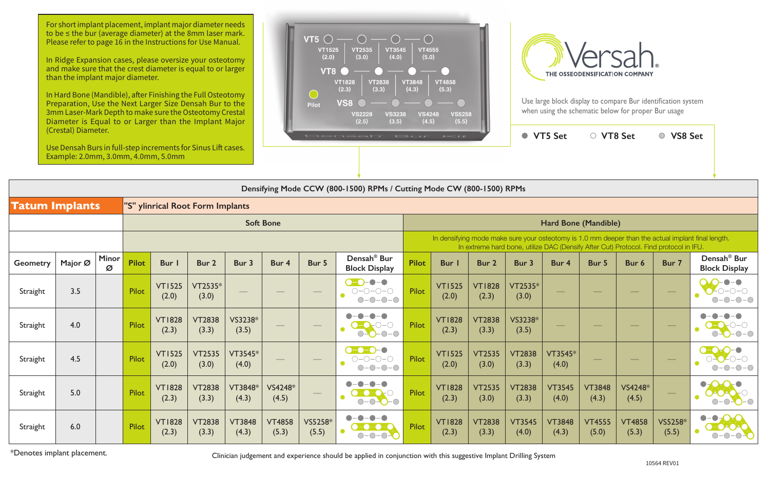For short implant placement, implant major diameter needs to be ≤ the bur (average diameter) at the 8mm laser mark. Please refer to page 16 in the Instructions for Use Manual.

In Ridge Expansion cases, please oversize your osteotomy and make sure that the crest diameter is equal to or larger than the implant major diameter.

In Hard Bone (Mandible), after Finishing the Full Osteotomy Preparation, Use the Next Larger Size Densah Bur to the 3mm Laser-Mark Depth to make sure the Osteotomy Crestal Diameter is Equal to or Larger than the Implant Major (Crestal) Diameter.

Use Densah Burs in full-step increments for Sinus Lift cases. Example: 2.0mm, 3.0mm, 4.0mm, 5.0mm

VT5: VT1525 (2.0) — VT2535 (3.0) — VT3545 (4.0) — VT4555 (5.0)

VT8: VT1828 (2.3) — VT2838 (3.3) — VT3848 (4.3) — VT4858 (5.3)

Pilot

VS8: VS2228 (2.5) — VS3238 (3.5) — VS4248 (4.5) — VS5258 (5.5)

Densah Bur Kit

Versah® THE OSSEODENSIFICATION COMPANY

Use large block display to compare Bur identification system when using the schematic below for proper Bur usage

● VT5 Set ○ VT8 Set ◎ VS8 Set

**Densifying Mode CCW (800-1500) RPMs / Cutting Mode CW (800-1500) RPMs**

| **Tatum Implants** | | | **"S" ylinrical Root Form Implants** | | | | | | | | | | | | | | | |
|---|---|---|---|---|---|---|---|---|---|---|---|---|---|---|---|---|---|---|
| | | | **Soft Bone** | | | | | | | **Hard Bone (Mandible)** | | | | | | | | |
| | | | | | | | | | | In densifying mode make sure your osteotomy is 1.0 mm deeper than the actual implant final length. In extreme hard bone, utilize DAC (Densify After Cut) Protocol. Find protocol in IFU. | | | | | | | | |
| **Geometry** | **Major Ø** | **Minor Ø** | **Pilot** | **Bur 1** | **Bur 2** | **Bur 3** | **Bur 4** | **Bur 5** | **Densah® Bur Block Display** | **Pilot** | **Bur 1** | **Bur 2** | **Bur 3** | **Bur 4** | **Bur 5** | **Bur 6** | **Bur 7** | **Densah® Bur Block Display** |
| Straight | 3.5 | | Pilot | VT1525 (2.0) | VT2535* (3.0) | — | — | — | | Pilot | VT1525 (2.0) | VT1828 (2.3) | VT2535* (3.0) | — | — | — | — | |
| Straight | 4.0 | | Pilot | VT1828 (2.3) | VT2838 (3.3) | VS3238* (3.5) | — | — | | Pilot | VT1828 (2.3) | VT2838 (3.3) | VS3238* (3.5) | — | — | — | — | |
| Straight | 4.5 | | Pilot | VT1525 (2.0) | VT2535 (3.0) | VT3545* (4.0) | — | — | | Pilot | VT1525 (2.0) | VT2535 (3.0) | VT2838 (3.3) | VT3545* (4.0) | — | — | — | |
| Straight | 5.0 | | Pilot | VT1828 (2.3) | VT2838 (3.3) | VT3848* (4.3) | VS4248* (4.5) | — | | Pilot | VT1828 (2.3) | VT2535 (3.0) | VT2838 (3.3) | VT3545 (4.0) | VT3848 (4.3) | VS4248* (4.5) | — | |
| Straight | 6.0 | | Pilot | VT1828 (2.3) | VT2838 (3.3) | VT3848 (4.3) | VT4858 (5.3) | VS5258* (5.5) | | Pilot | VT1828 (2.3) | VT2838 (3.3) | VT3545 (4.0) | VT3848 (4.3) | VT4555 (5.0) | VT4858 (5.3) | VS5258* (5.5) | |

*Denotes implant placement.

Clinician judgement and experience should be applied in conjunction with this suggestive Implant Drilling System

10564 REV01